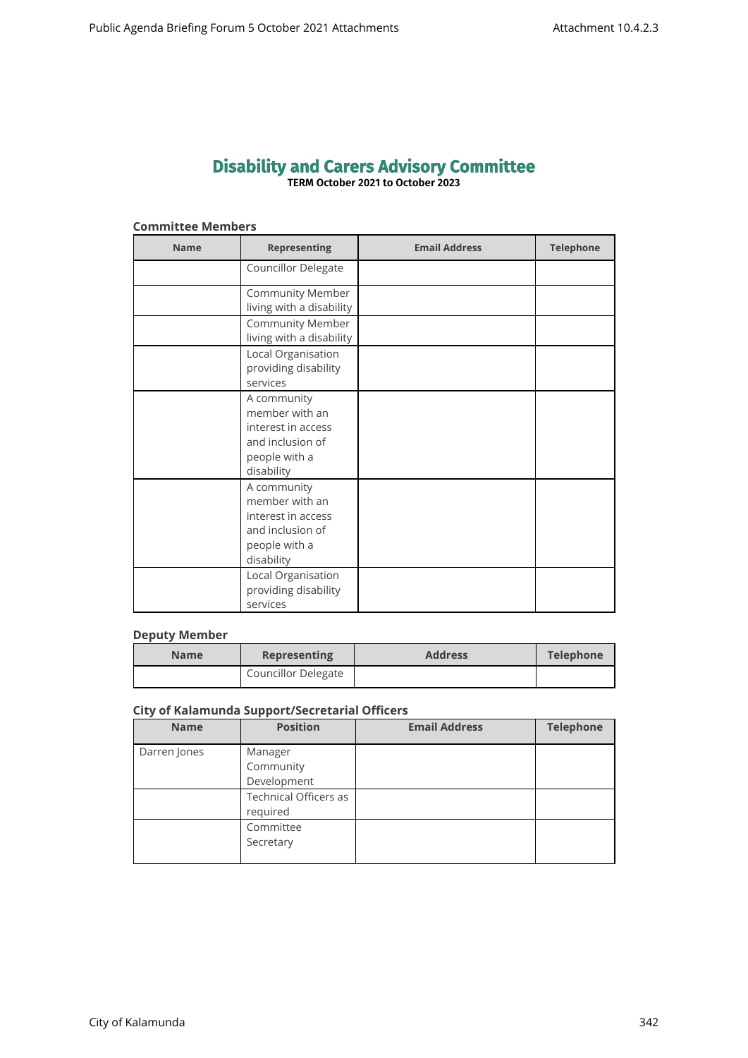# Disability and Carers Advisory Committee

**TERM October 2021 to October 2023**

### Committee Members

| Name | Representing | Email Address | Telephone |
|---|---|---|---|
| | Councillor Delegate | | |
| | Community Member living with a disability | | |
| | Community Member living with a disability | | |
| | Local Organisation providing disability services | | |
| | A community member with an interest in access and inclusion of people with a disability | | |
| | A community member with an interest in access and inclusion of people with a disability | | |
| | Local Organisation providing disability services | | |

### Deputy Member

| Name | Representing | Address | Telephone |
|---|---|---|---|
| | Councillor Delegate | | |

### City of Kalamunda Support/Secretarial Officers

| Name | Position | Email Address | Telephone |
|---|---|---|---|
| Darren Jones | Manager Community Development | | |
| | Technical Officers as required | | |
| | Committee Secretary | | |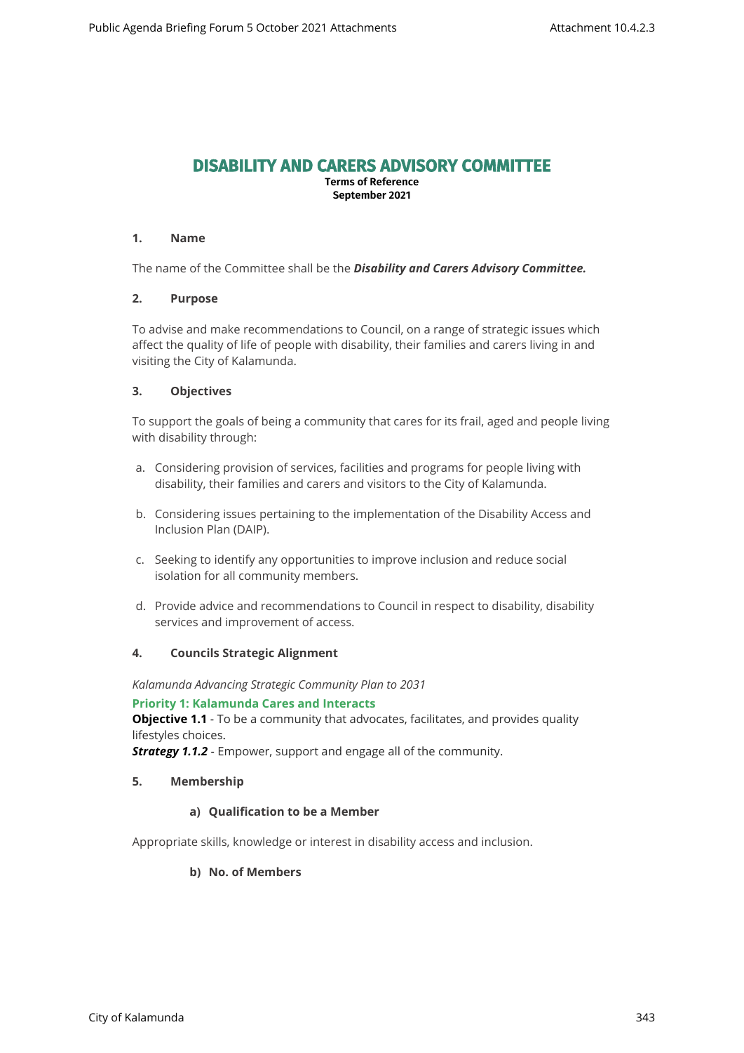# DISABILITY AND CARERS ADVISORY COMMITTEE

**Terms of Reference**
**September 2021**

## 1. Name

The name of the Committee shall be the ***Disability and Carers Advisory Committee.***

## 2. Purpose

To advise and make recommendations to Council, on a range of strategic issues which affect the quality of life of people with disability, their families and carers living in and visiting the City of Kalamunda.

## 3. Objectives

To support the goals of being a community that cares for its frail, aged and people living with disability through:

a. Considering provision of services, facilities and programs for people living with disability, their families and carers and visitors to the City of Kalamunda.

b. Considering issues pertaining to the implementation of the Disability Access and Inclusion Plan (DAIP).

c. Seeking to identify any opportunities to improve inclusion and reduce social isolation for all community members.

d. Provide advice and recommendations to Council in respect to disability, disability services and improvement of access.

## 4. Councils Strategic Alignment

*Kalamunda Advancing Strategic Community Plan to 2031*

**Priority 1: Kalamunda Cares and Interacts**

**Objective 1.1** - To be a community that advocates, facilitates, and provides quality lifestyles choices.

***Strategy 1.1.2*** - Empower, support and engage all of the community.

## 5. Membership

### a) Qualification to be a Member

Appropriate skills, knowledge or interest in disability access and inclusion.

### b) No. of Members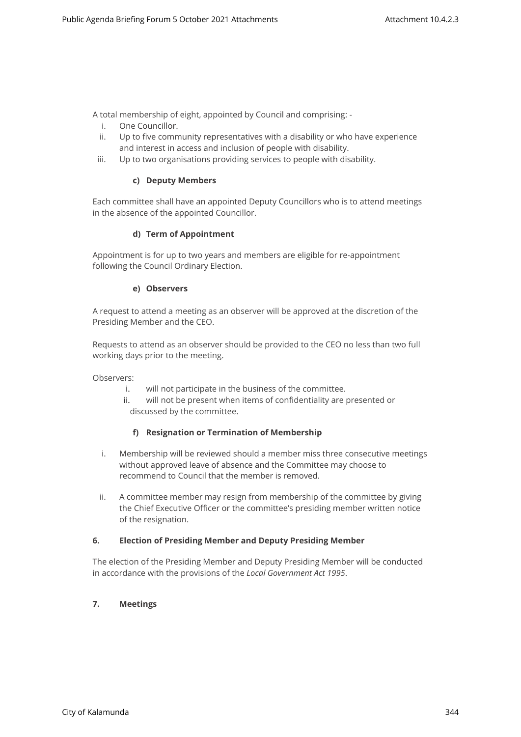A total membership of eight, appointed by Council and comprising: -

i. One Councillor.
ii. Up to five community representatives with a disability or who have experience and interest in access and inclusion of people with disability.
iii. Up to two organisations providing services to people with disability.

#### c) Deputy Members

Each committee shall have an appointed Deputy Councillors who is to attend meetings in the absence of the appointed Councillor.

#### d) Term of Appointment

Appointment is for up to two years and members are eligible for re-appointment following the Council Ordinary Election.

#### e) Observers

A request to attend a meeting as an observer will be approved at the discretion of the Presiding Member and the CEO.

Requests to attend as an observer should be provided to the CEO no less than two full working days prior to the meeting.

Observers:

i. will not participate in the business of the committee.
ii. will not be present when items of confidentiality are presented or discussed by the committee.

#### f) Resignation or Termination of Membership

i. Membership will be reviewed should a member miss three consecutive meetings without approved leave of absence and the Committee may choose to recommend to Council that the member is removed.

ii. A committee member may resign from membership of the committee by giving the Chief Executive Officer or the committee's presiding member written notice of the resignation.

### 6. Election of Presiding Member and Deputy Presiding Member

The election of the Presiding Member and Deputy Presiding Member will be conducted in accordance with the provisions of the *Local Government Act 1995*.

### 7. Meetings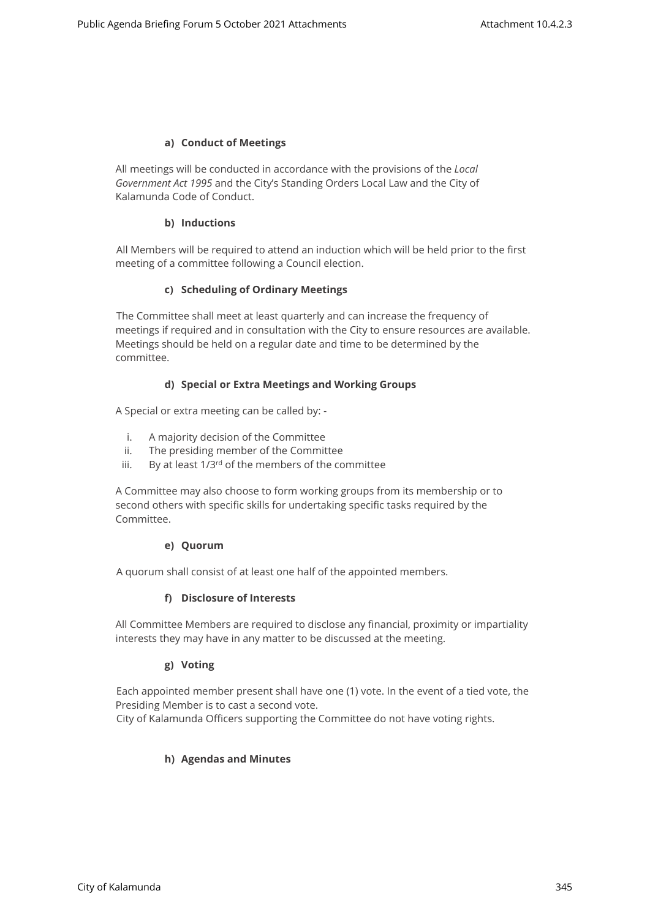#### a) Conduct of Meetings

All meetings will be conducted in accordance with the provisions of the *Local Government Act 1995* and the City's Standing Orders Local Law and the City of Kalamunda Code of Conduct.

#### b) Inductions

All Members will be required to attend an induction which will be held prior to the first meeting of a committee following a Council election.

#### c) Scheduling of Ordinary Meetings

The Committee shall meet at least quarterly and can increase the frequency of meetings if required and in consultation with the City to ensure resources are available. Meetings should be held on a regular date and time to be determined by the committee.

#### d) Special or Extra Meetings and Working Groups

A Special or extra meeting can be called by: -

i. A majority decision of the Committee
ii. The presiding member of the Committee
iii. By at least 1/3rd of the members of the committee

A Committee may also choose to form working groups from its membership or to second others with specific skills for undertaking specific tasks required by the Committee.

#### e) Quorum

A quorum shall consist of at least one half of the appointed members.

#### f) Disclosure of Interests

All Committee Members are required to disclose any financial, proximity or impartiality interests they may have in any matter to be discussed at the meeting.

#### g) Voting

Each appointed member present shall have one (1) vote. In the event of a tied vote, the Presiding Member is to cast a second vote.
City of Kalamunda Officers supporting the Committee do not have voting rights.

#### h) Agendas and Minutes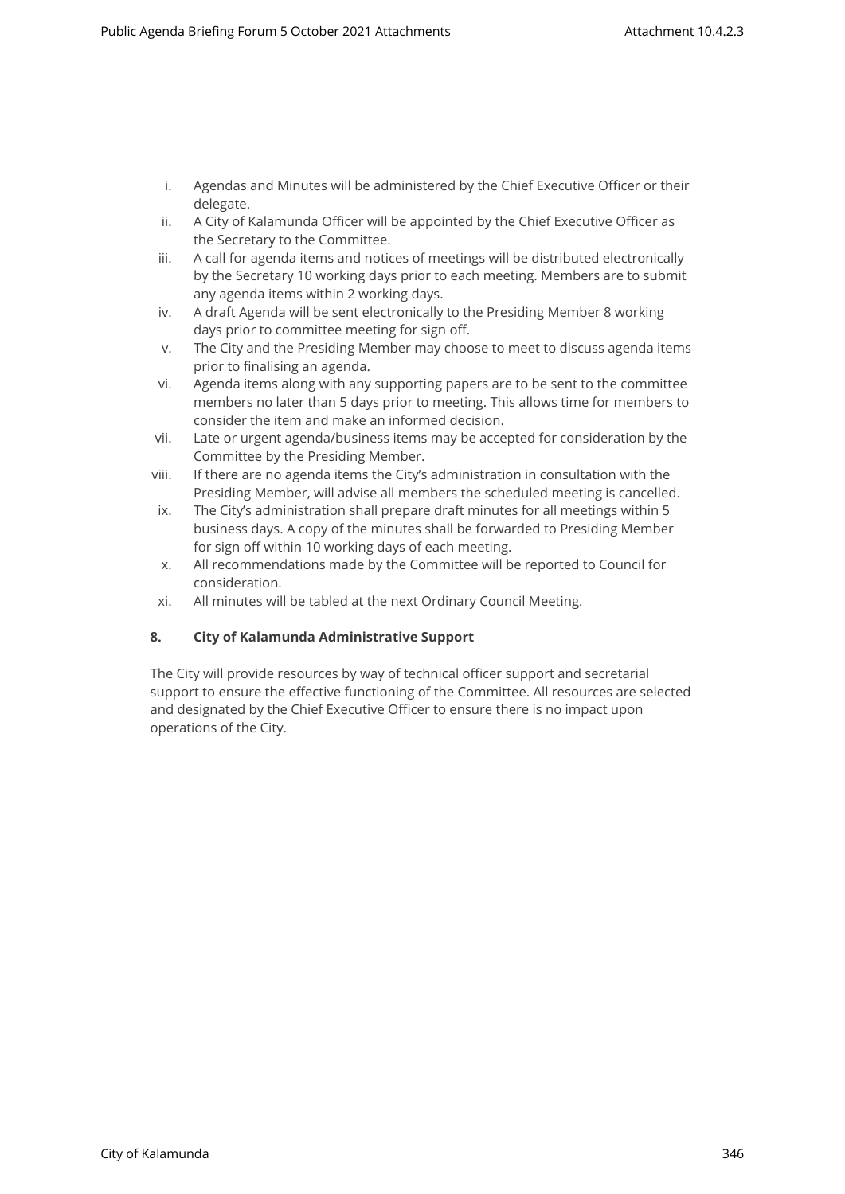i. Agendas and Minutes will be administered by the Chief Executive Officer or their delegate.
ii. A City of Kalamunda Officer will be appointed by the Chief Executive Officer as the Secretary to the Committee.
iii. A call for agenda items and notices of meetings will be distributed electronically by the Secretary 10 working days prior to each meeting. Members are to submit any agenda items within 2 working days.
iv. A draft Agenda will be sent electronically to the Presiding Member 8 working days prior to committee meeting for sign off.
v. The City and the Presiding Member may choose to meet to discuss agenda items prior to finalising an agenda.
vi. Agenda items along with any supporting papers are to be sent to the committee members no later than 5 days prior to meeting. This allows time for members to consider the item and make an informed decision.
vii. Late or urgent agenda/business items may be accepted for consideration by the Committee by the Presiding Member.
viii. If there are no agenda items the City's administration in consultation with the Presiding Member, will advise all members the scheduled meeting is cancelled.
ix. The City's administration shall prepare draft minutes for all meetings within 5 business days. A copy of the minutes shall be forwarded to Presiding Member for sign off within 10 working days of each meeting.
x. All recommendations made by the Committee will be reported to Council for consideration.
xi. All minutes will be tabled at the next Ordinary Council Meeting.

**8. City of Kalamunda Administrative Support**

The City will provide resources by way of technical officer support and secretarial support to ensure the effective functioning of the Committee. All resources are selected and designated by the Chief Executive Officer to ensure there is no impact upon operations of the City.